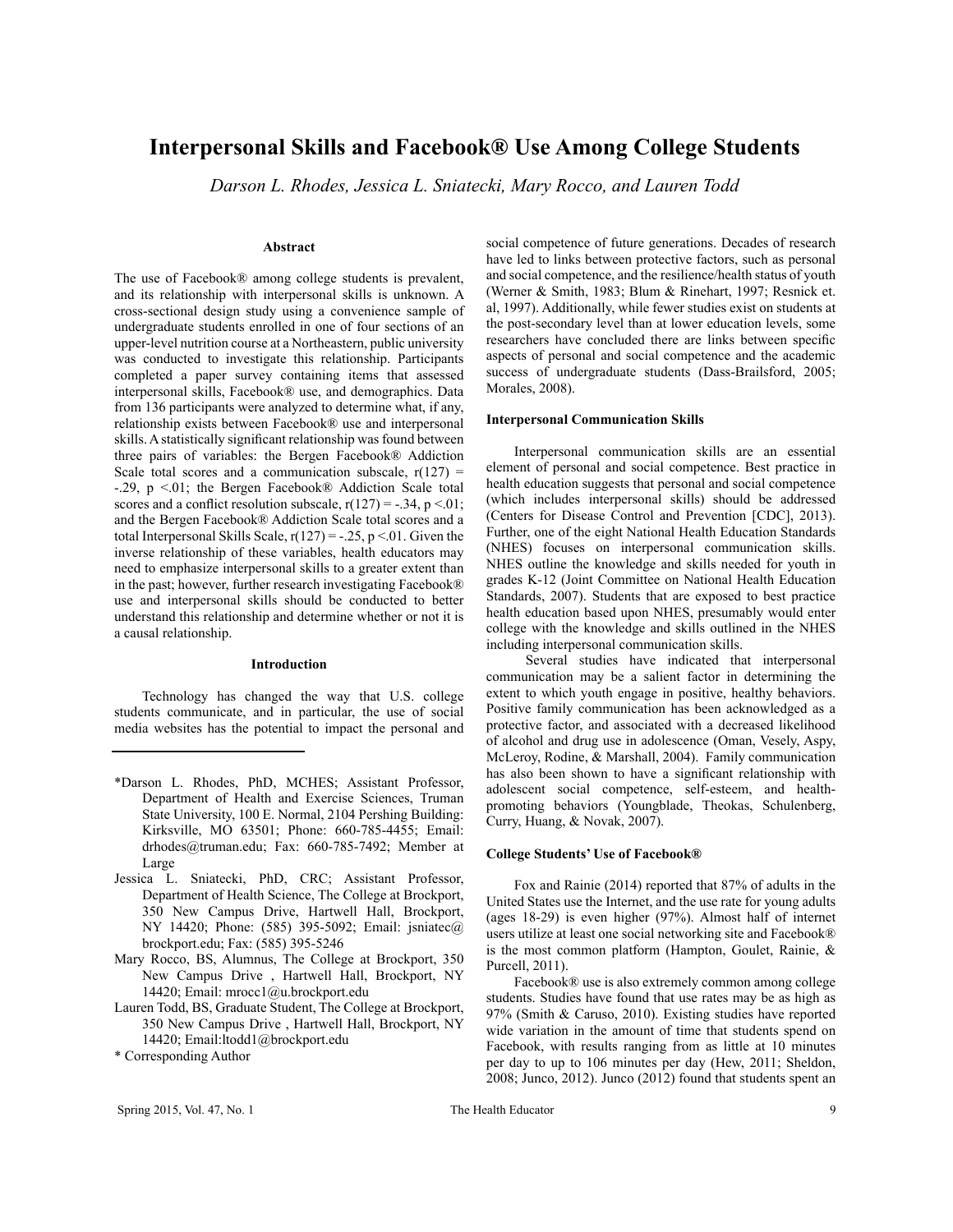# Interpersonal Skills and Facebook® Use Among College Students

*Darson L. Rhodes, Jessica L. Sniatecki, Mary Rocco, and Lauren Todd*

### Abstract

The use of Facebook® among college students is prevalent, and its relationship with interpersonal skills is unknown. A cross-sectional design study using a convenience sample of undergraduate students enrolled in one of four sections of an upper-level nutrition course at a Northeastern, public university was conducted to investigate this relationship. Participants completed a paper survey containing items that assessed interpersonal skills, Facebook® use, and demographics. Data from 136 participants were analyzed to determine what, if any, relationship exists between Facebook® use and interpersonal skills. A statistically significant relationship was found between three pairs of variables: the Bergen Facebook® Addiction Scale total scores and a communication subscale, $r(127) = -.29$, $p < .01$; the Bergen Facebook® Addiction Scale total scores and a conflict resolution subscale, $r(127) = -.34$, $p < .01$; and the Bergen Facebook® Addiction Scale total scores and a total Interpersonal Skills Scale, $r(127) = -.25$, $p < .01$. Given the inverse relationship of these variables, health educators may need to emphasize interpersonal skills to a greater extent than in the past; however, further research investigating Facebook® use and interpersonal skills should be conducted to better understand this relationship and determine whether or not it is a causal relationship.

### Introduction

Technology has changed the way that U.S. college students communicate, and in particular, the use of social media websites has the potential to impact the personal and social competence of future generations. Decades of research have led to links between protective factors, such as personal and social competence, and the resilience/health status of youth (Werner & Smith, 1983; Blum & Rinehart, 1997; Resnick et. al, 1997). Additionally, while fewer studies exist on students at the post-secondary level than at lower education levels, some researchers have concluded there are links between specific aspects of personal and social competence and the academic success of undergraduate students (Dass-Brailsford, 2005; Morales, 2008).

#### Interpersonal Communication Skills

Interpersonal communication skills are an essential element of personal and social competence. Best practice in health education suggests that personal and social competence (which includes interpersonal skills) should be addressed (Centers for Disease Control and Prevention [CDC], 2013). Further, one of the eight National Health Education Standards (NHES) focuses on interpersonal communication skills. NHES outline the knowledge and skills needed for youth in grades K-12 (Joint Committee on National Health Education Standards, 2007). Students that are exposed to best practice health education based upon NHES, presumably would enter college with the knowledge and skills outlined in the NHES including interpersonal communication skills.

Several studies have indicated that interpersonal communication may be a salient factor in determining the extent to which youth engage in positive, healthy behaviors. Positive family communication has been acknowledged as a protective factor, and associated with a decreased likelihood of alcohol and drug use in adolescence (Oman, Vesely, Aspy, McLeroy, Rodine, & Marshall, 2004). Family communication has also been shown to have a significant relationship with adolescent social competence, self-esteem, and health-promoting behaviors (Youngblade, Theokas, Schulenberg, Curry, Huang, & Novak, 2007).

#### College Students' Use of Facebook®

Fox and Rainie (2014) reported that 87% of adults in the United States use the Internet, and the use rate for young adults (ages 18-29) is even higher (97%). Almost half of internet users utilize at least one social networking site and Facebook® is the most common platform (Hampton, Goulet, Rainie, & Purcell, 2011).

Facebook® use is also extremely common among college students. Studies have found that use rates may be as high as 97% (Smith & Caruso, 2010). Existing studies have reported wide variation in the amount of time that students spend on Facebook, with results ranging from as little at 10 minutes per day to up to 106 minutes per day (Hew, 2011; Sheldon, 2008; Junco, 2012). Junco (2012) found that students spent an

---

*Darson L. Rhodes, PhD, MCHES; Assistant Professor, Department of Health and Exercise Sciences, Truman State University, 100 E. Normal, 2104 Pershing Building: Kirksville, MO 63501; Phone: 660-785-4455; Email: drhodes@truman.edu; Fax: 660-785-7492; Member at Large

Jessica L. Sniatecki, PhD, CRC; Assistant Professor, Department of Health Science, The College at Brockport, 350 New Campus Drive, Hartwell Hall, Brockport, NY 14420; Phone: (585) 395-5092; Email: jsniatec@brockport.edu; Fax: (585) 395-5246

Mary Rocco, BS, Alumnus, The College at Brockport, 350 New Campus Drive , Hartwell Hall, Brockport, NY 14420; Email: mrocc1@u.brockport.edu

Lauren Todd, BS, Graduate Student, The College at Brockport, 350 New Campus Drive , Hartwell Hall, Brockport, NY 14420; Email:ltodd1@brockport.edu

\* Corresponding Author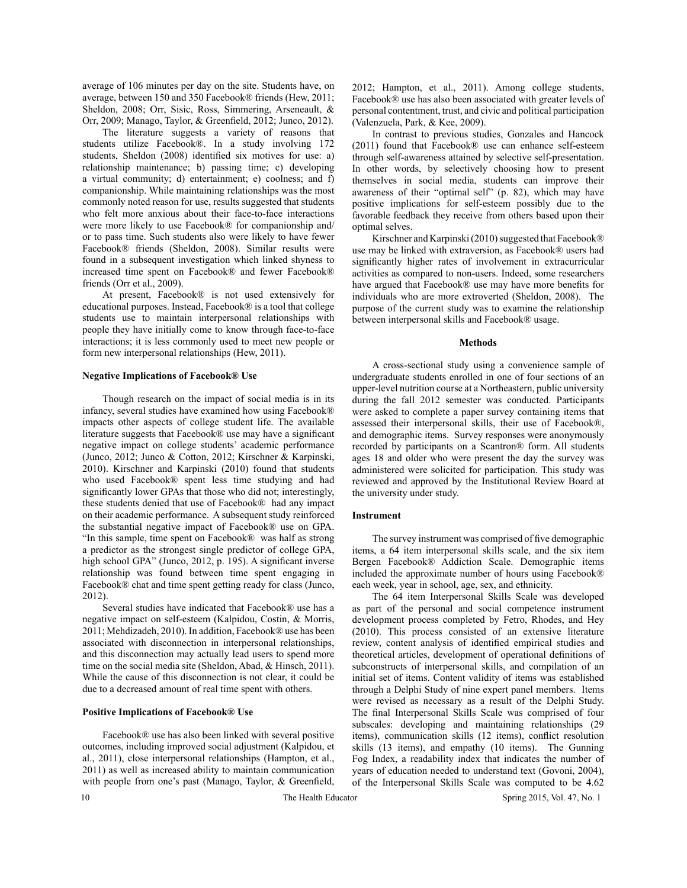average of 106 minutes per day on the site. Students have, on average, between 150 and 350 Facebook® friends (Hew, 2011; Sheldon, 2008; Orr, Sisic, Ross, Simmering, Arseneault, & Orr, 2009; Manago, Taylor, & Greenfield, 2012; Junco, 2012).

The literature suggests a variety of reasons that students utilize Facebook®. In a study involving 172 students, Sheldon (2008) identified six motives for use: a) relationship maintenance; b) passing time; c) developing a virtual community; d) entertainment; e) coolness; and f) companionship. While maintaining relationships was the most commonly noted reason for use, results suggested that students who felt more anxious about their face-to-face interactions were more likely to use Facebook® for companionship and/or to pass time. Such students also were likely to have fewer Facebook® friends (Sheldon, 2008). Similar results were found in a subsequent investigation which linked shyness to increased time spent on Facebook® and fewer Facebook® friends (Orr et al., 2009).

At present, Facebook® is not used extensively for educational purposes. Instead, Facebook® is a tool that college students use to maintain interpersonal relationships with people they have initially come to know through face-to-face interactions; it is less commonly used to meet new people or form new interpersonal relationships (Hew, 2011).

### Negative Implications of Facebook® Use

Though research on the impact of social media is in its infancy, several studies have examined how using Facebook® impacts other aspects of college student life. The available literature suggests that Facebook® use may have a significant negative impact on college students' academic performance (Junco, 2012; Junco & Cotton, 2012; Kirschner & Karpinski, 2010). Kirschner and Karpinski (2010) found that students who used Facebook® spent less time studying and had significantly lower GPAs that those who did not; interestingly, these students denied that use of Facebook® had any impact on their academic performance. A subsequent study reinforced the substantial negative impact of Facebook® use on GPA. "In this sample, time spent on Facebook® was half as strong a predictor as the strongest single predictor of college GPA, high school GPA" (Junco, 2012, p. 195). A significant inverse relationship was found between time spent engaging in Facebook® chat and time spent getting ready for class (Junco, 2012).

Several studies have indicated that Facebook® use has a negative impact on self-esteem (Kalpidou, Costin, & Morris, 2011; Mehdizadeh, 2010). In addition, Facebook® use has been associated with disconnection in interpersonal relationships, and this disconnection may actually lead users to spend more time on the social media site (Sheldon, Abad, & Hinsch, 2011). While the cause of this disconnection is not clear, it could be due to a decreased amount of real time spent with others.

### Positive Implications of Facebook® Use

Facebook® use has also been linked with several positive outcomes, including improved social adjustment (Kalpidou, et al., 2011), close interpersonal relationships (Hampton, et al., 2011) as well as increased ability to maintain communication with people from one's past (Manago, Taylor, & Greenfield, 2012; Hampton, et al., 2011). Among college students, Facebook® use has also been associated with greater levels of personal contentment, trust, and civic and political participation (Valenzuela, Park, & Kee, 2009).

In contrast to previous studies, Gonzales and Hancock (2011) found that Facebook® use can enhance self-esteem through self-awareness attained by selective self-presentation. In other words, by selectively choosing how to present themselves in social media, students can improve their awareness of their "optimal self" (p. 82), which may have positive implications for self-esteem possibly due to the favorable feedback they receive from others based upon their optimal selves.

Kirschner and Karpinski (2010) suggested that Facebook® use may be linked with extraversion, as Facebook® users had significantly higher rates of involvement in extracurricular activities as compared to non-users. Indeed, some researchers have argued that Facebook® use may have more benefits for individuals who are more extroverted (Sheldon, 2008). The purpose of the current study was to examine the relationship between interpersonal skills and Facebook® usage.

## Methods

A cross-sectional study using a convenience sample of undergraduate students enrolled in one of four sections of an upper-level nutrition course at a Northeastern, public university during the fall 2012 semester was conducted. Participants were asked to complete a paper survey containing items that assessed their interpersonal skills, their use of Facebook®, and demographic items. Survey responses were anonymously recorded by participants on a Scantron® form. All students ages 18 and older who were present the day the survey was administered were solicited for participation. This study was reviewed and approved by the Institutional Review Board at the university under study.

### Instrument

The survey instrument was comprised of five demographic items, a 64 item interpersonal skills scale, and the six item Bergen Facebook® Addiction Scale. Demographic items included the approximate number of hours using Facebook® each week, year in school, age, sex, and ethnicity.

The 64 item Interpersonal Skills Scale was developed as part of the personal and social competence instrument development process completed by Fetro, Rhodes, and Hey (2010). This process consisted of an extensive literature review, content analysis of identified empirical studies and theoretical articles, development of operational definitions of subconstructs of interpersonal skills, and compilation of an initial set of items. Content validity of items was established through a Delphi Study of nine expert panel members. Items were revised as necessary as a result of the Delphi Study. The final Interpersonal Skills Scale was comprised of four subscales: developing and maintaining relationships (29 items), communication skills (12 items), conflict resolution skills (13 items), and empathy (10 items). The Gunning Fog Index, a readability index that indicates the number of years of education needed to understand text (Govoni, 2004), of the Interpersonal Skills Scale was computed to be 4.62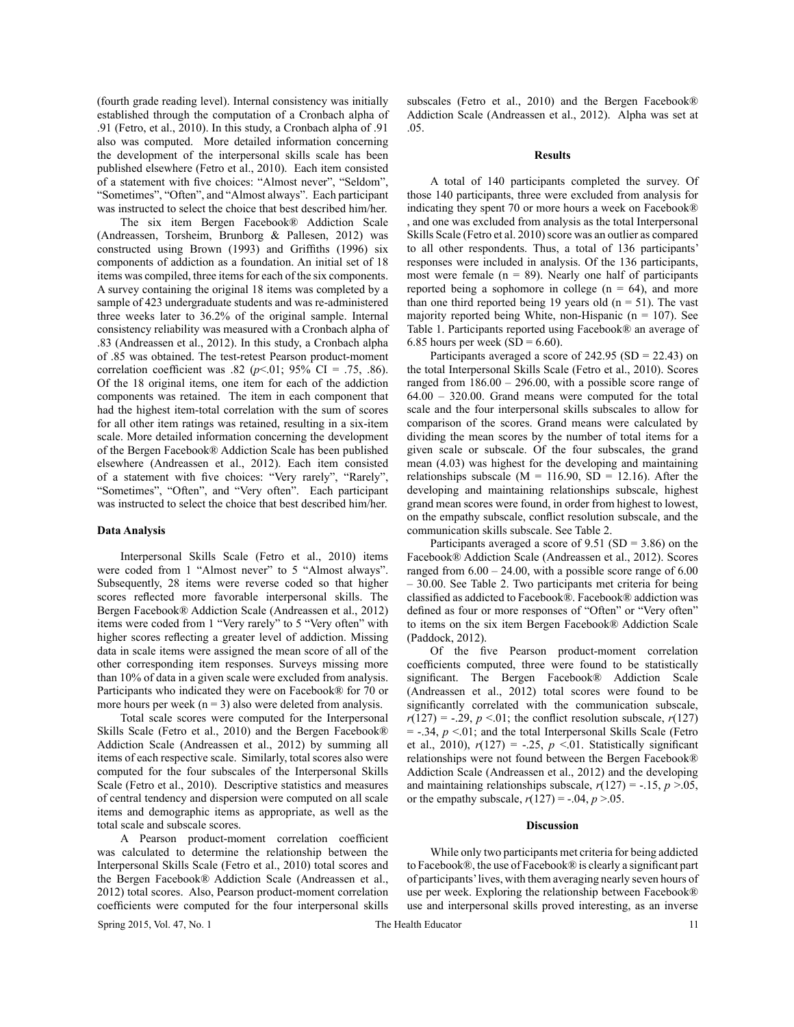(fourth grade reading level). Internal consistency was initially established through the computation of a Cronbach alpha of .91 (Fetro, et al., 2010). In this study, a Cronbach alpha of .91 also was computed. More detailed information concerning the development of the interpersonal skills scale has been published elsewhere (Fetro et al., 2010). Each item consisted of a statement with five choices: "Almost never", "Seldom", "Sometimes", "Often", and "Almost always". Each participant was instructed to select the choice that best described him/her.

The six item Bergen Facebook® Addiction Scale (Andreassen, Torsheim, Brunborg & Pallesen, 2012) was constructed using Brown (1993) and Griffiths (1996) six components of addiction as a foundation. An initial set of 18 items was compiled, three items for each of the six components. A survey containing the original 18 items was completed by a sample of 423 undergraduate students and was re-administered three weeks later to 36.2% of the original sample. Internal consistency reliability was measured with a Cronbach alpha of .83 (Andreassen et al., 2012). In this study, a Cronbach alpha of .85 was obtained. The test-retest Pearson product-moment correlation coefficient was .82 ($p$<.01; 95% CI = .75, .86). Of the 18 original items, one item for each of the addiction components was retained. The item in each component that had the highest item-total correlation with the sum of scores for all other item ratings was retained, resulting in a six-item scale. More detailed information concerning the development of the Bergen Facebook® Addiction Scale has been published elsewhere (Andreassen et al., 2012). Each item consisted of a statement with five choices: "Very rarely", "Rarely", "Sometimes", "Often", and "Very often". Each participant was instructed to select the choice that best described him/her.

### Data Analysis

Interpersonal Skills Scale (Fetro et al., 2010) items were coded from 1 "Almost never" to 5 "Almost always". Subsequently, 28 items were reverse coded so that higher scores reflected more favorable interpersonal skills. The Bergen Facebook® Addiction Scale (Andreassen et al., 2012) items were coded from 1 "Very rarely" to 5 "Very often" with higher scores reflecting a greater level of addiction. Missing data in scale items were assigned the mean score of all of the other corresponding item responses. Surveys missing more than 10% of data in a given scale were excluded from analysis. Participants who indicated they were on Facebook® for 70 or more hours per week (n = 3) also were deleted from analysis.

Total scale scores were computed for the Interpersonal Skills Scale (Fetro et al., 2010) and the Bergen Facebook® Addiction Scale (Andreassen et al., 2012) by summing all items of each respective scale. Similarly, total scores also were computed for the four subscales of the Interpersonal Skills Scale (Fetro et al., 2010). Descriptive statistics and measures of central tendency and dispersion were computed on all scale items and demographic items as appropriate, as well as the total scale and subscale scores.

A Pearson product-moment correlation coefficient was calculated to determine the relationship between the Interpersonal Skills Scale (Fetro et al., 2010) total scores and the Bergen Facebook® Addiction Scale (Andreassen et al., 2012) total scores. Also, Pearson product-moment correlation coefficients were computed for the four interpersonal skills subscales (Fetro et al., 2010) and the Bergen Facebook® Addiction Scale (Andreassen et al., 2012). Alpha was set at .05.

## Results

A total of 140 participants completed the survey. Of those 140 participants, three were excluded from analysis for indicating they spent 70 or more hours a week on Facebook®, and one was excluded from analysis as the total Interpersonal Skills Scale (Fetro et al. 2010) score was an outlier as compared to all other respondents. Thus, a total of 136 participants' responses were included in analysis. Of the 136 participants, most were female (n = 89). Nearly one half of participants reported being a sophomore in college (n = 64), and more than one third reported being 19 years old (n = 51). The vast majority reported being White, non-Hispanic (n = 107). See Table 1. Participants reported using Facebook® an average of 6.85 hours per week (SD = 6.60).

Participants averaged a score of 242.95 (SD = 22.43) on the total Interpersonal Skills Scale (Fetro et al., 2010). Scores ranged from 186.00 – 296.00, with a possible score range of 64.00 – 320.00. Grand means were computed for the total scale and the four interpersonal skills subscales to allow for comparison of the scores. Grand means were calculated by dividing the mean scores by the number of total items for a given scale or subscale. Of the four subscales, the grand mean (4.03) was highest for the developing and maintaining relationships subscale (M = 116.90, SD = 12.16). After the developing and maintaining relationships subscale, highest grand mean scores were found, in order from highest to lowest, on the empathy subscale, conflict resolution subscale, and the communication skills subscale. See Table 2.

Participants averaged a score of 9.51 (SD = 3.86) on the Facebook® Addiction Scale (Andreassen et al., 2012). Scores ranged from 6.00 – 24.00, with a possible score range of 6.00 – 30.00. See Table 2. Two participants met criteria for being classified as addicted to Facebook®. Facebook® addiction was defined as four or more responses of "Often" or "Very often" to items on the six item Bergen Facebook® Addiction Scale (Paddock, 2012).

Of the five Pearson product-moment correlation coefficients computed, three were found to be statistically significant. The Bergen Facebook® Addiction Scale (Andreassen et al., 2012) total scores were found to be significantly correlated with the communication subscale, $r(127) = -.29$, $p < .01$; the conflict resolution subscale, $r(127) = -.34$, $p < .01$; and the total Interpersonal Skills Scale (Fetro et al., 2010), $r(127) = -.25$, $p < .01$. Statistically significant relationships were not found between the Bergen Facebook® Addiction Scale (Andreassen et al., 2012) and the developing and maintaining relationships subscale, $r(127) = -.15$, $p > .05$, or the empathy subscale, $r(127) = -.04$, $p > .05$.

## Discussion

While only two participants met criteria for being addicted to Facebook®, the use of Facebook® is clearly a significant part of participants' lives, with them averaging nearly seven hours of use per week. Exploring the relationship between Facebook® use and interpersonal skills proved interesting, as an inverse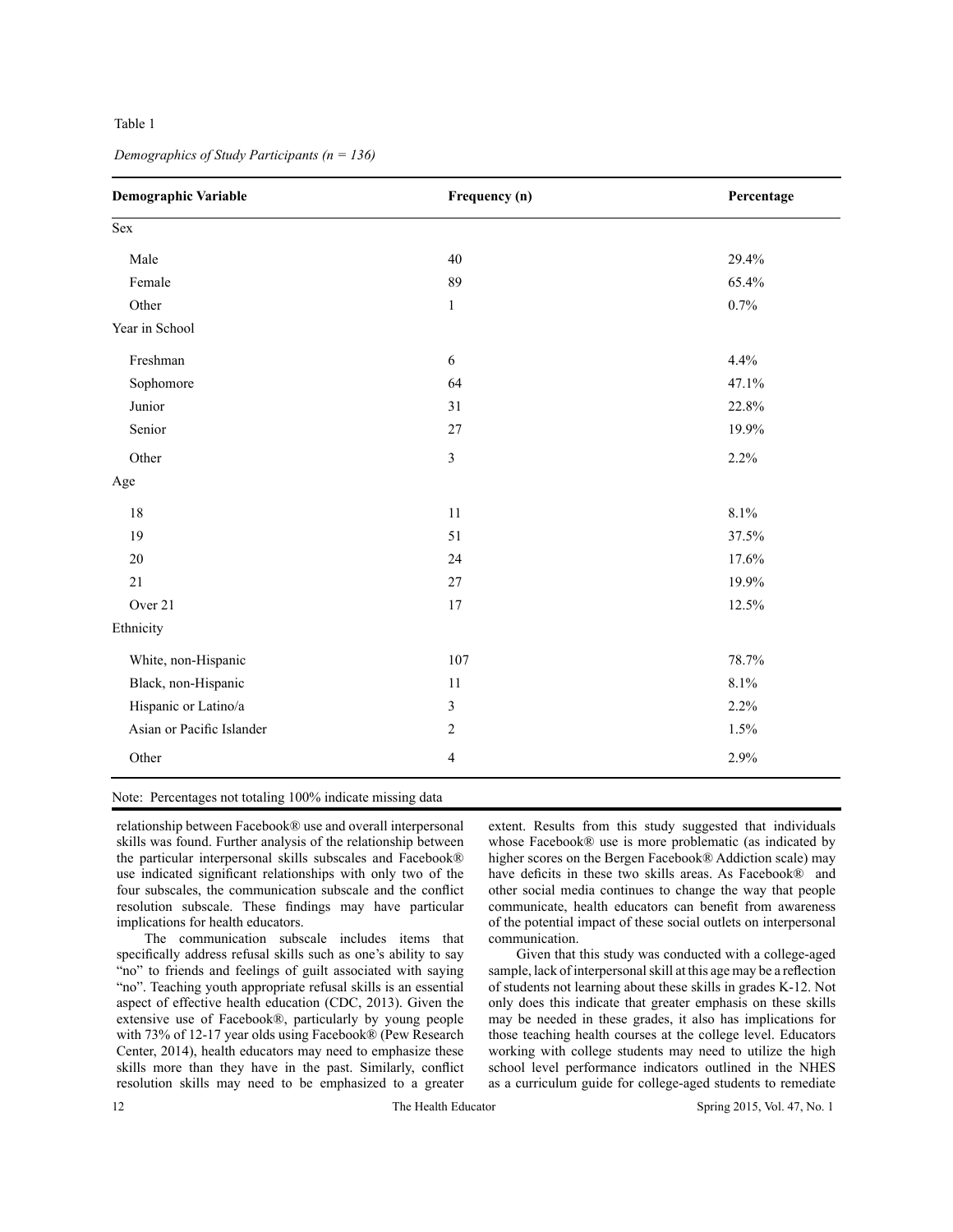Table 1

*Demographics of Study Participants (n = 136)*

| Demographic Variable | Frequency (n) | Percentage |
|---|---|---|
| Sex | | |
| Male | 40 | 29.4% |
| Female | 89 | 65.4% |
| Other | 1 | 0.7% |
| Year in School | | |
| Freshman | 6 | 4.4% |
| Sophomore | 64 | 47.1% |
| Junior | 31 | 22.8% |
| Senior | 27 | 19.9% |
| Other | 3 | 2.2% |
| Age | | |
| 18 | 11 | 8.1% |
| 19 | 51 | 37.5% |
| 20 | 24 | 17.6% |
| 21 | 27 | 19.9% |
| Over 21 | 17 | 12.5% |
| Ethnicity | | |
| White, non-Hispanic | 107 | 78.7% |
| Black, non-Hispanic | 11 | 8.1% |
| Hispanic or Latino/a | 3 | 2.2% |
| Asian or Pacific Islander | 2 | 1.5% |
| Other | 4 | 2.9% |

Note: Percentages not totaling 100% indicate missing data

relationship between Facebook® use and overall interpersonal skills was found. Further analysis of the relationship between the particular interpersonal skills subscales and Facebook® use indicated significant relationships with only two of the four subscales, the communication subscale and the conflict resolution subscale. These findings may have particular implications for health educators.

The communication subscale includes items that specifically address refusal skills such as one's ability to say "no" to friends and feelings of guilt associated with saying "no". Teaching youth appropriate refusal skills is an essential aspect of effective health education (CDC, 2013). Given the extensive use of Facebook®, particularly by young people with 73% of 12-17 year olds using Facebook® (Pew Research Center, 2014), health educators may need to emphasize these skills more than they have in the past. Similarly, conflict resolution skills may need to be emphasized to a greater extent. Results from this study suggested that individuals whose Facebook® use is more problematic (as indicated by higher scores on the Bergen Facebook® Addiction scale) may have deficits in these two skills areas. As Facebook® and other social media continues to change the way that people communicate, health educators can benefit from awareness of the potential impact of these social outlets on interpersonal communication.

Given that this study was conducted with a college-aged sample, lack of interpersonal skill at this age may be a reflection of students not learning about these skills in grades K-12. Not only does this indicate that greater emphasis on these skills may be needed in these grades, it also has implications for those teaching health courses at the college level. Educators working with college students may need to utilize the high school level performance indicators outlined in the NHES as a curriculum guide for college-aged students to remediate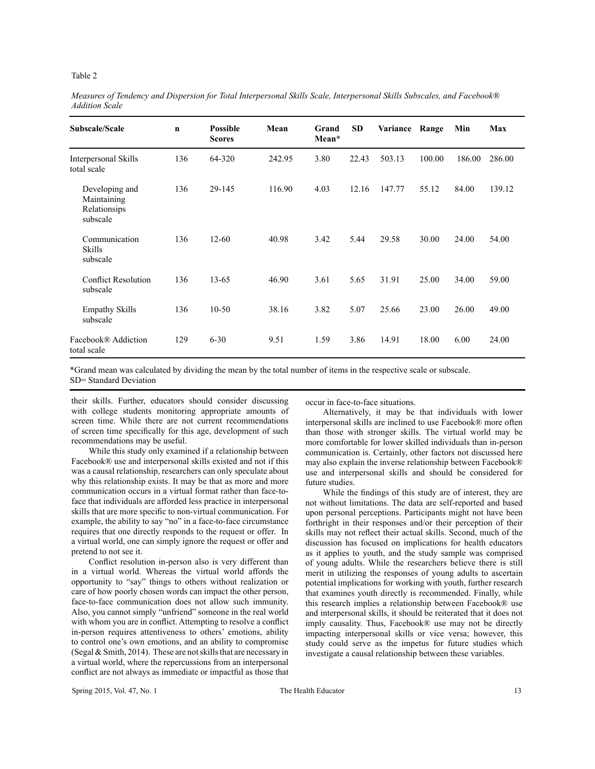Table 2

*Measures of Tendency and Dispersion for Total Interpersonal Skills Scale, Interpersonal Skills Subscales, and Facebook® Addition Scale*

| Subscale/Scale | n | Possible Scores | Mean | Grand Mean* | SD | Variance | Range | Min | Max |
|---|---|---|---|---|---|---|---|---|---|
| Interpersonal Skills total scale | 136 | 64-320 | 242.95 | 3.80 | 22.43 | 503.13 | 100.00 | 186.00 | 286.00 |
| Developing and Maintaining Relationsips subscale | 136 | 29-145 | 116.90 | 4.03 | 12.16 | 147.77 | 55.12 | 84.00 | 139.12 |
| Communication Skills subscale | 136 | 12-60 | 40.98 | 3.42 | 5.44 | 29.58 | 30.00 | 24.00 | 54.00 |
| Conflict Resolution subscale | 136 | 13-65 | 46.90 | 3.61 | 5.65 | 31.91 | 25.00 | 34.00 | 59.00 |
| Empathy Skills subscale | 136 | 10-50 | 38.16 | 3.82 | 5.07 | 25.66 | 23.00 | 26.00 | 49.00 |
| Facebook® Addiction total scale | 129 | 6-30 | 9.51 | 1.59 | 3.86 | 14.91 | 18.00 | 6.00 | 24.00 |

*Grand mean was calculated by dividing the mean by the total number of items in the respective scale or subscale.
SD= Standard Deviation

their skills. Further, educators should consider discussing with college students monitoring appropriate amounts of screen time. While there are not current recommendations of screen time specifically for this age, development of such recommendations may be useful.

While this study only examined if a relationship between Facebook® use and interpersonal skills existed and not if this was a causal relationship, researchers can only speculate about why this relationship exists. It may be that as more and more communication occurs in a virtual format rather than face-to-face that individuals are afforded less practice in interpersonal skills that are more specific to non-virtual communication. For example, the ability to say "no" in a face-to-face circumstance requires that one directly responds to the request or offer. In a virtual world, one can simply ignore the request or offer and pretend to not see it.

Conflict resolution in-person also is very different than in a virtual world. Whereas the virtual world affords the opportunity to "say" things to others without realization or care of how poorly chosen words can impact the other person, face-to-face communication does not allow such immunity. Also, you cannot simply "unfriend" someone in the real world with whom you are in conflict. Attempting to resolve a conflict in-person requires attentiveness to others' emotions, ability to control one's own emotions, and an ability to compromise (Segal & Smith, 2014). These are not skills that are necessary in a virtual world, where the repercussions from an interpersonal conflict are not always as immediate or impactful as those that occur in face-to-face situations.

Alternatively, it may be that individuals with lower interpersonal skills are inclined to use Facebook® more often than those with stronger skills. The virtual world may be more comfortable for lower skilled individuals than in-person communication is. Certainly, other factors not discussed here may also explain the inverse relationship between Facebook® use and interpersonal skills and should be considered for future studies.

While the findings of this study are of interest, they are not without limitations. The data are self-reported and based upon personal perceptions. Participants might not have been forthright in their responses and/or their perception of their skills may not reflect their actual skills. Second, much of the discussion has focused on implications for health educators as it applies to youth, and the study sample was comprised of young adults. While the researchers believe there is still merit in utilizing the responses of young adults to ascertain potential implications for working with youth, further research that examines youth directly is recommended. Finally, while this research implies a relationship between Facebook® use and interpersonal skills, it should be reiterated that it does not imply causality. Thus, Facebook® use may not be directly impacting interpersonal skills or vice versa; however, this study could serve as the impetus for future studies which investigate a causal relationship between these variables.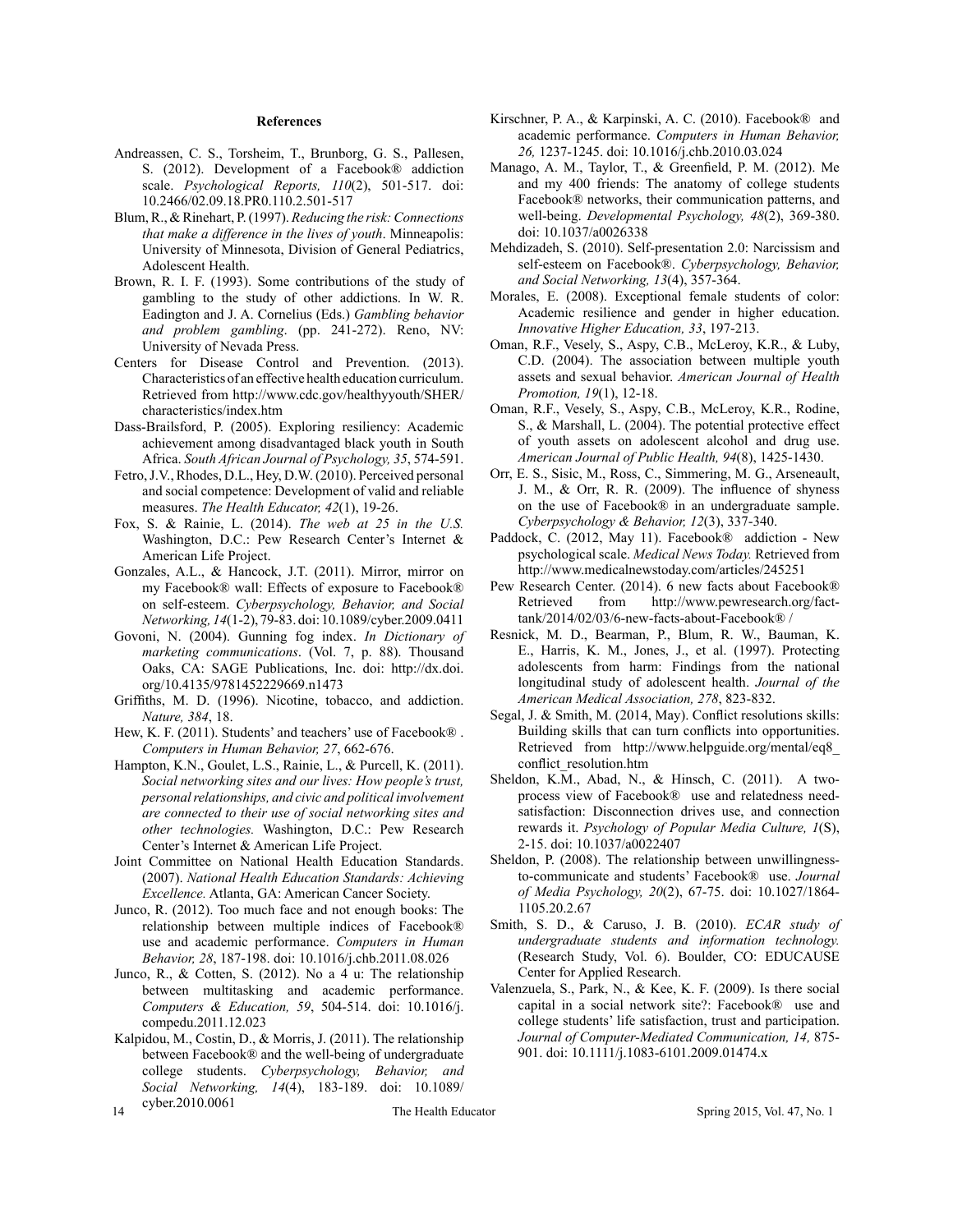## References

Andreassen, C. S., Torsheim, T., Brunborg, G. S., Pallesen, S. (2012). Development of a Facebook® addiction scale. *Psychological Reports, 110*(2), 501-517. doi: 10.2466/02.09.18.PR0.110.2.501-517

Blum, R., & Rinehart, P. (1997). *Reducing the risk: Connections that make a difference in the lives of youth*. Minneapolis: University of Minnesota, Division of General Pediatrics, Adolescent Health.

Brown, R. I. F. (1993). Some contributions of the study of gambling to the study of other addictions. In W. R. Eadington and J. A. Cornelius (Eds.) *Gambling behavior and problem gambling*. (pp. 241-272). Reno, NV: University of Nevada Press.

Centers for Disease Control and Prevention. (2013). Characteristics of an effective health education curriculum. Retrieved from http://www.cdc.gov/healthyyouth/SHER/characteristics/index.htm

Dass-Brailsford, P. (2005). Exploring resiliency: Academic achievement among disadvantaged black youth in South Africa. *South African Journal of Psychology, 35*, 574-591.

Fetro, J.V., Rhodes, D.L., Hey, D.W. (2010). Perceived personal and social competence: Development of valid and reliable measures. *The Health Educator, 42*(1), 19-26.

Fox, S. & Rainie, L. (2014). *The web at 25 in the U.S.* Washington, D.C.: Pew Research Center's Internet & American Life Project.

Gonzales, A.L., & Hancock, J.T. (2011). Mirror, mirror on my Facebook® wall: Effects of exposure to Facebook® on self-esteem. *Cyberpsychology, Behavior, and Social Networking, 14*(1-2), 79-83. doi: 10.1089/cyber.2009.0411

Govoni, N. (2004). Gunning fog index. *In Dictionary of marketing communications*. (Vol. 7, p. 88). Thousand Oaks, CA: SAGE Publications, Inc. doi: http://dx.doi.org/10.4135/9781452229669.n1473

Griffiths, M. D. (1996). Nicotine, tobacco, and addiction. *Nature, 384*, 18.

Hew, K. F. (2011). Students' and teachers' use of Facebook® . *Computers in Human Behavior, 27*, 662-676.

Hampton, K.N., Goulet, L.S., Rainie, L., & Purcell, K. (2011). *Social networking sites and our lives: How people's trust, personal relationships, and civic and political involvement are connected to their use of social networking sites and other technologies.* Washington, D.C.: Pew Research Center's Internet & American Life Project.

Joint Committee on National Health Education Standards. (2007). *National Health Education Standards: Achieving Excellence.* Atlanta, GA: American Cancer Society.

Junco, R. (2012). Too much face and not enough books: The relationship between multiple indices of Facebook® use and academic performance. *Computers in Human Behavior, 28*, 187-198. doi: 10.1016/j.chb.2011.08.026

Junco, R., & Cotten, S. (2012). No a 4 u: The relationship between multitasking and academic performance. *Computers & Education, 59*, 504-514. doi: 10.1016/j.compedu.2011.12.023

Kalpidou, M., Costin, D., & Morris, J. (2011). The relationship between Facebook® and the well-being of undergraduate college students. *Cyberpsychology, Behavior, and Social Networking, 14*(4), 183-189. doi: 10.1089/cyber.2010.0061

Kirschner, P. A., & Karpinski, A. C. (2010). Facebook® and academic performance. *Computers in Human Behavior, 26,* 1237-1245. doi: 10.1016/j.chb.2010.03.024

Manago, A. M., Taylor, T., & Greenfield, P. M. (2012). Me and my 400 friends: The anatomy of college students Facebook® networks, their communication patterns, and well-being. *Developmental Psychology, 48*(2), 369-380. doi: 10.1037/a0026338

Mehdizadeh, S. (2010). Self-presentation 2.0: Narcissism and self-esteem on Facebook®. *Cyberpsychology, Behavior, and Social Networking, 13*(4), 357-364.

Morales, E. (2008). Exceptional female students of color: Academic resilience and gender in higher education. *Innovative Higher Education, 33*, 197-213.

Oman, R.F., Vesely, S., Aspy, C.B., McLeroy, K.R., & Luby, C.D. (2004). The association between multiple youth assets and sexual behavior. *American Journal of Health Promotion, 19*(1), 12-18.

Oman, R.F., Vesely, S., Aspy, C.B., McLeroy, K.R., Rodine, S., & Marshall, L. (2004). The potential protective effect of youth assets on adolescent alcohol and drug use. *American Journal of Public Health, 94*(8), 1425-1430.

Orr, E. S., Sisic, M., Ross, C., Simmering, M. G., Arseneault, J. M., & Orr, R. R. (2009). The influence of shyness on the use of Facebook® in an undergraduate sample. *Cyberpsychology & Behavior, 12*(3), 337-340.

Paddock, C. (2012, May 11). Facebook® addiction - New psychological scale. *Medical News Today.* Retrieved from http://www.medicalnewstoday.com/articles/245251

Pew Research Center. (2014). 6 new facts about Facebook® Retrieved from http://www.pewresearch.org/fact-tank/2014/02/03/6-new-facts-about-Facebook® /

Resnick, M. D., Bearman, P., Blum, R. W., Bauman, K. E., Harris, K. M., Jones, J., et al. (1997). Protecting adolescents from harm: Findings from the national longitudinal study of adolescent health. *Journal of the American Medical Association, 278*, 823-832.

Segal, J. & Smith, M. (2014, May). Conflict resolutions skills: Building skills that can turn conflicts into opportunities. Retrieved from http://www.helpguide.org/mental/eq8_conflict_resolution.htm

Sheldon, K.M., Abad, N., & Hinsch, C. (2011). A two-process view of Facebook® use and relatedness need-satisfaction: Disconnection drives use, and connection rewards it. *Psychology of Popular Media Culture, 1*(S), 2-15. doi: 10.1037/a0022407

Sheldon, P. (2008). The relationship between unwillingness-to-communicate and students' Facebook® use. *Journal of Media Psychology, 20*(2), 67-75. doi: 10.1027/1864-1105.20.2.67

Smith, S. D., & Caruso, J. B. (2010). *ECAR study of undergraduate students and information technology.* (Research Study, Vol. 6). Boulder, CO: EDUCAUSE Center for Applied Research.

Valenzuela, S., Park, N., & Kee, K. F. (2009). Is there social capital in a social network site?: Facebook® use and college students' life satisfaction, trust and participation. *Journal of Computer-Mediated Communication, 14,* 875-901. doi: 10.1111/j.1083-6101.2009.01474.x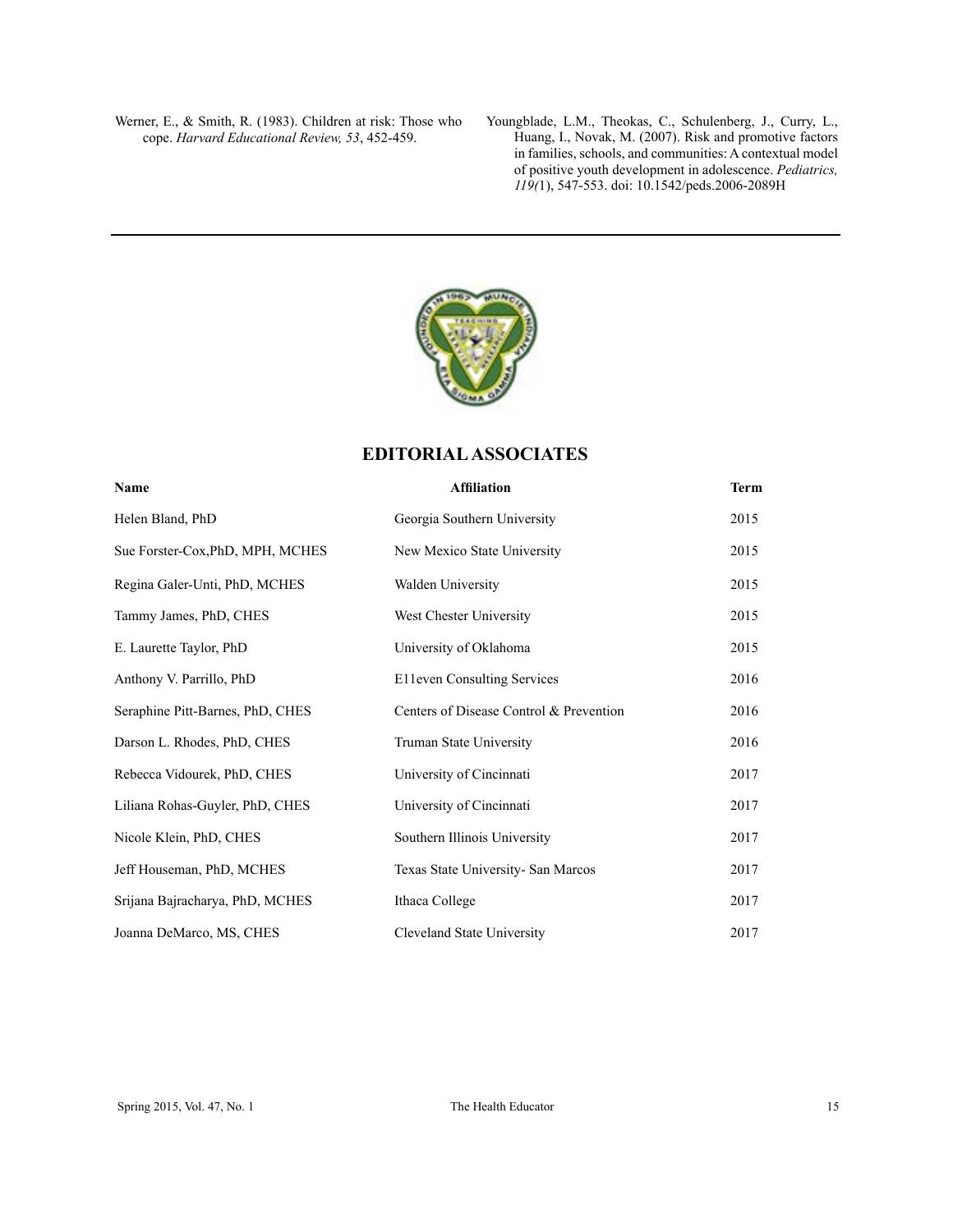Werner, E., & Smith, R. (1983). Children at risk: Those who cope. *Harvard Educational Review, 53*, 452-459.

Youngblade, L.M., Theokas, C., Schulenberg, J., Curry, L., Huang, I., Novak, M. (2007). Risk and promotive factors in families, schools, and communities: A contextual model of positive youth development in adolescence. *Pediatrics, 119(*1), 547-553. doi: 10.1542/peds.2006-2089H

## EDITORIAL ASSOCIATES

| Name | Affiliation | Term |
|---|---|---|
| Helen Bland, PhD | Georgia Southern University | 2015 |
| Sue Forster-Cox,PhD, MPH, MCHES | New Mexico State University | 2015 |
| Regina Galer-Unti, PhD, MCHES | Walden University | 2015 |
| Tammy James, PhD, CHES | West Chester University | 2015 |
| E. Laurette Taylor, PhD | University of Oklahoma | 2015 |
| Anthony V. Parrillo, PhD | E11even Consulting Services | 2016 |
| Seraphine Pitt-Barnes, PhD, CHES | Centers of Disease Control & Prevention | 2016 |
| Darson L. Rhodes, PhD, CHES | Truman State University | 2016 |
| Rebecca Vidourek, PhD, CHES | University of Cincinnati | 2017 |
| Liliana Rohas-Guyler, PhD, CHES | University of Cincinnati | 2017 |
| Nicole Klein, PhD, CHES | Southern Illinois University | 2017 |
| Jeff Houseman, PhD, MCHES | Texas State University- San Marcos | 2017 |
| Srijana Bajracharya, PhD, MCHES | Ithaca College | 2017 |
| Joanna DeMarco, MS, CHES | Cleveland State University | 2017 |